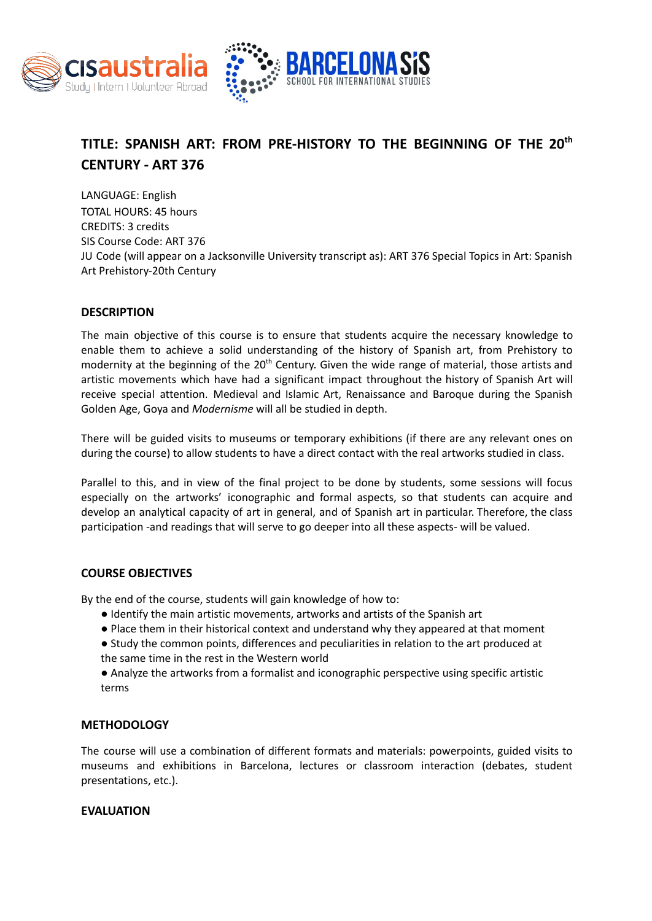# TITLE: SPANISH ART: FROM PRE-HISTORY TO THE BEGINNING OF THE 20$^{th}$ CENTURY - ART 376

LANGUAGE: English
TOTAL HOURS: 45 hours
CREDITS: 3 credits
SIS Course Code: ART 376
JU Code (will appear on a Jacksonville University transcript as): ART 376 Special Topics in Art: Spanish Art Prehistory-20th Century

## DESCRIPTION

The main objective of this course is to ensure that students acquire the necessary knowledge to enable them to achieve a solid understanding of the history of Spanish art, from Prehistory to modernity at the beginning of the 20$^{th}$ Century. Given the wide range of material, those artists and artistic movements which have had a significant impact throughout the history of Spanish Art will receive special attention. Medieval and Islamic Art, Renaissance and Baroque during the Spanish Golden Age, Goya and *Modernisme* will all be studied in depth.

There will be guided visits to museums or temporary exhibitions (if there are any relevant ones on during the course) to allow students to have a direct contact with the real artworks studied in class.

Parallel to this, and in view of the final project to be done by students, some sessions will focus especially on the artworks' iconographic and formal aspects, so that students can acquire and develop an analytical capacity of art in general, and of Spanish art in particular. Therefore, the class participation -and readings that will serve to go deeper into all these aspects- will be valued.

## COURSE OBJECTIVES

By the end of the course, students will gain knowledge of how to:

- Identify the main artistic movements, artworks and artists of the Spanish art
- Place them in their historical context and understand why they appeared at that moment
- Study the common points, differences and peculiarities in relation to the art produced at the same time in the rest in the Western world
- Analyze the artworks from a formalist and iconographic perspective using specific artistic terms

## METHODOLOGY

The course will use a combination of different formats and materials: powerpoints, guided visits to museums and exhibitions in Barcelona, lectures or classroom interaction (debates, student presentations, etc.).

## EVALUATION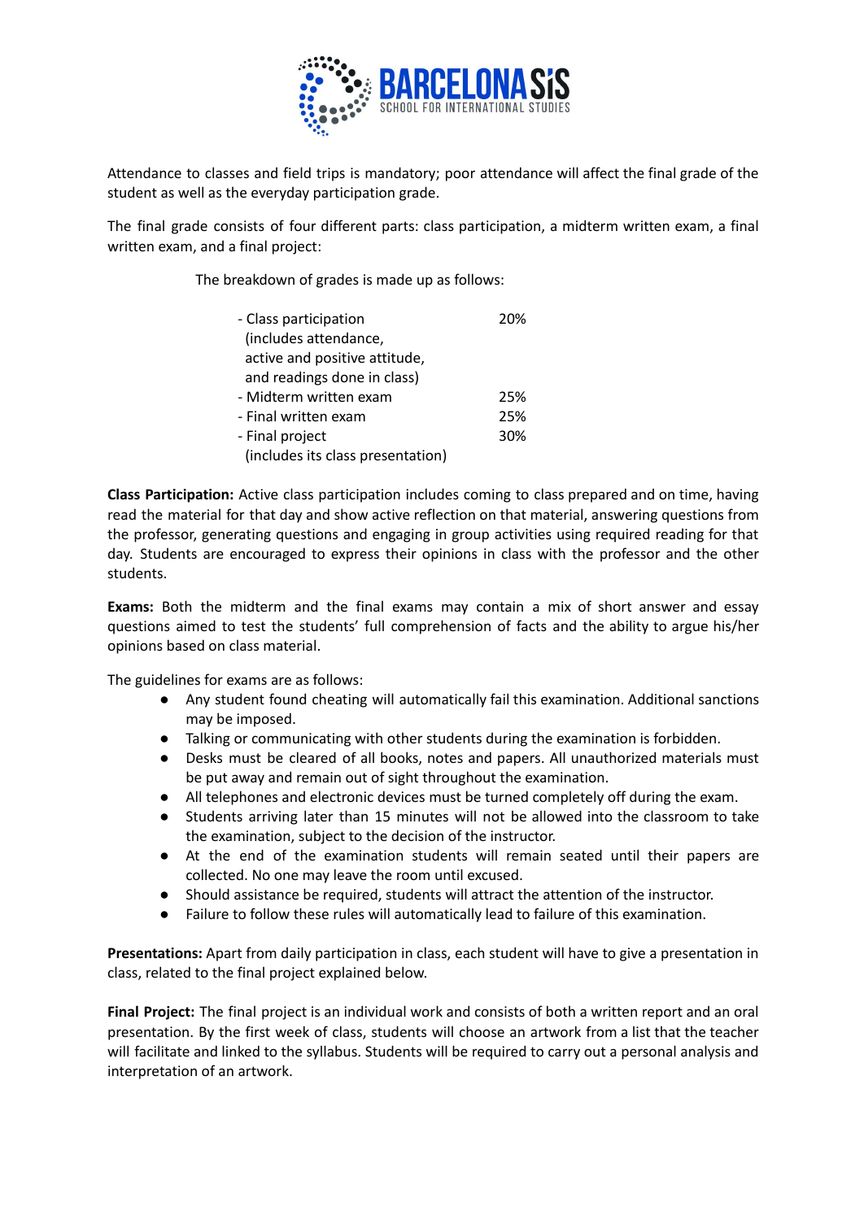Attendance to classes and field trips is mandatory; poor attendance will affect the final grade of the student as well as the everyday participation grade.

The final grade consists of four different parts: class participation, a midterm written exam, a final written exam, and a final project:

The breakdown of grades is made up as follows:

| Component | Weight |
| --- | --- |
| - Class participation (includes attendance, active and positive attitude, and readings done in class) | 20% |
| - Midterm written exam | 25% |
| - Final written exam | 25% |
| - Final project (includes its class presentation) | 30% |

**Class Participation:** Active class participation includes coming to class prepared and on time, having read the material for that day and show active reflection on that material, answering questions from the professor, generating questions and engaging in group activities using required reading for that day. Students are encouraged to express their opinions in class with the professor and the other students.

**Exams:** Both the midterm and the final exams may contain a mix of short answer and essay questions aimed to test the students' full comprehension of facts and the ability to argue his/her opinions based on class material.

The guidelines for exams are as follows:

- Any student found cheating will automatically fail this examination. Additional sanctions may be imposed.
- Talking or communicating with other students during the examination is forbidden.
- Desks must be cleared of all books, notes and papers. All unauthorized materials must be put away and remain out of sight throughout the examination.
- All telephones and electronic devices must be turned completely off during the exam.
- Students arriving later than 15 minutes will not be allowed into the classroom to take the examination, subject to the decision of the instructor.
- At the end of the examination students will remain seated until their papers are collected. No one may leave the room until excused.
- Should assistance be required, students will attract the attention of the instructor.
- Failure to follow these rules will automatically lead to failure of this examination.

**Presentations:** Apart from daily participation in class, each student will have to give a presentation in class, related to the final project explained below.

**Final Project:** The final project is an individual work and consists of both a written report and an oral presentation. By the first week of class, students will choose an artwork from a list that the teacher will facilitate and linked to the syllabus. Students will be required to carry out a personal analysis and interpretation of an artwork.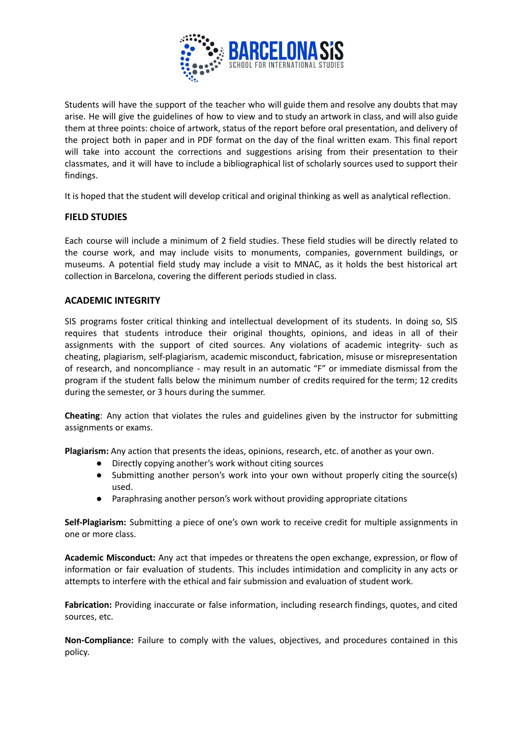Students will have the support of the teacher who will guide them and resolve any doubts that may arise. He will give the guidelines of how to view and to study an artwork in class, and will also guide them at three points: choice of artwork, status of the report before oral presentation, and delivery of the project both in paper and in PDF format on the day of the final written exam. This final report will take into account the corrections and suggestions arising from their presentation to their classmates, and it will have to include a bibliographical list of scholarly sources used to support their findings.

It is hoped that the student will develop critical and original thinking as well as analytical reflection.

## FIELD STUDIES

Each course will include a minimum of 2 field studies. These field studies will be directly related to the course work, and may include visits to monuments, companies, government buildings, or museums. A potential field study may include a visit to MNAC, as it holds the best historical art collection in Barcelona, covering the different periods studied in class.

## ACADEMIC INTEGRITY

SIS programs foster critical thinking and intellectual development of its students. In doing so, SIS requires that students introduce their original thoughts, opinions, and ideas in all of their assignments with the support of cited sources. Any violations of academic integrity- such as cheating, plagiarism, self-plagiarism, academic misconduct, fabrication, misuse or misrepresentation of research, and noncompliance - may result in an automatic "F" or immediate dismissal from the program if the student falls below the minimum number of credits required for the term; 12 credits during the semester, or 3 hours during the summer.

**Cheating**: Any action that violates the rules and guidelines given by the instructor for submitting assignments or exams.

**Plagiarism:** Any action that presents the ideas, opinions, research, etc. of another as your own.

- Directly copying another's work without citing sources
- Submitting another person's work into your own without properly citing the source(s) used.
- Paraphrasing another person's work without providing appropriate citations

**Self-Plagiarism:** Submitting a piece of one's own work to receive credit for multiple assignments in one or more class.

**Academic Misconduct:** Any act that impedes or threatens the open exchange, expression, or flow of information or fair evaluation of students. This includes intimidation and complicity in any acts or attempts to interfere with the ethical and fair submission and evaluation of student work.

**Fabrication:** Providing inaccurate or false information, including research findings, quotes, and cited sources, etc.

**Non-Compliance:** Failure to comply with the values, objectives, and procedures contained in this policy.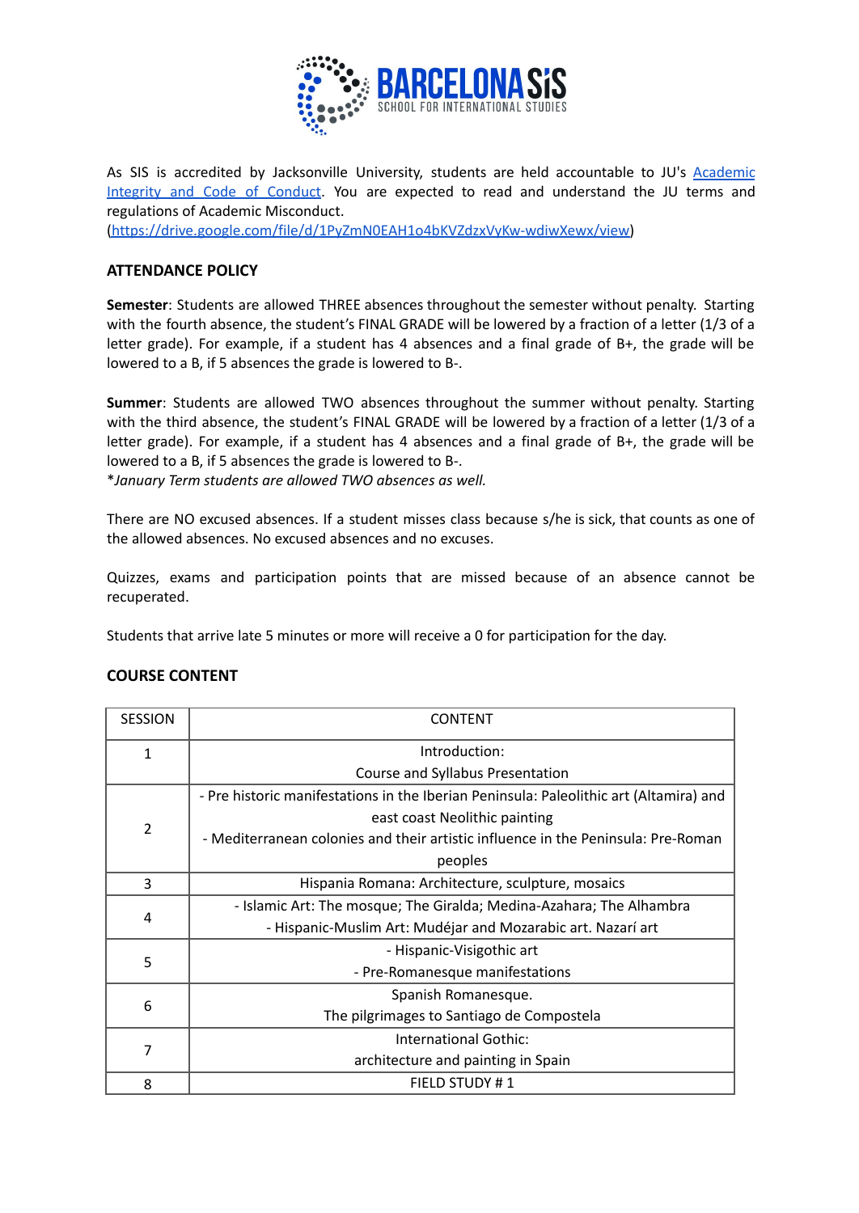As SIS is accredited by Jacksonville University, students are held accountable to JU's [Academic Integrity and Code of Conduct](https://drive.google.com/file/d/1PyZmN0EAH1o4bKVZdzxVyKw-wdiwXewx/view). You are expected to read and understand the JU terms and regulations of Academic Misconduct.
(https://drive.google.com/file/d/1PyZmN0EAH1o4bKVZdzxVyKw-wdiwXewx/view)

## ATTENDANCE POLICY

**Semester**: Students are allowed THREE absences throughout the semester without penalty. Starting with the fourth absence, the student's FINAL GRADE will be lowered by a fraction of a letter (1/3 of a letter grade). For example, if a student has 4 absences and a final grade of B+, the grade will be lowered to a B, if 5 absences the grade is lowered to B-.

**Summer**: Students are allowed TWO absences throughout the summer without penalty. Starting with the third absence, the student's FINAL GRADE will be lowered by a fraction of a letter (1/3 of a letter grade). For example, if a student has 4 absences and a final grade of B+, the grade will be lowered to a B, if 5 absences the grade is lowered to B-.
*\*January Term students are allowed TWO absences as well.*

There are NO excused absences. If a student misses class because s/he is sick, that counts as one of the allowed absences. No excused absences and no excuses.

Quizzes, exams and participation points that are missed because of an absence cannot be recuperated.

Students that arrive late 5 minutes or more will receive a 0 for participation for the day.

## COURSE CONTENT

| SESSION | CONTENT |
|---|---|
| 1 | Introduction:<br>Course and Syllabus Presentation |
| 2 | - Pre historic manifestations in the Iberian Peninsula: Paleolithic art (Altamira) and east coast Neolithic painting<br>- Mediterranean colonies and their artistic influence in the Peninsula: Pre-Roman peoples |
| 3 | Hispania Romana: Architecture, sculpture, mosaics |
| 4 | - Islamic Art: The mosque; The Giralda; Medina-Azahara; The Alhambra<br>- Hispanic-Muslim Art: Mudéjar and Mozarabic art. Nazarí art |
| 5 | - Hispanic-Visigothic art<br>- Pre-Romanesque manifestations |
| 6 | Spanish Romanesque.<br>The pilgrimages to Santiago de Compostela |
| 7 | International Gothic:<br>architecture and painting in Spain |
| 8 | FIELD STUDY # 1 |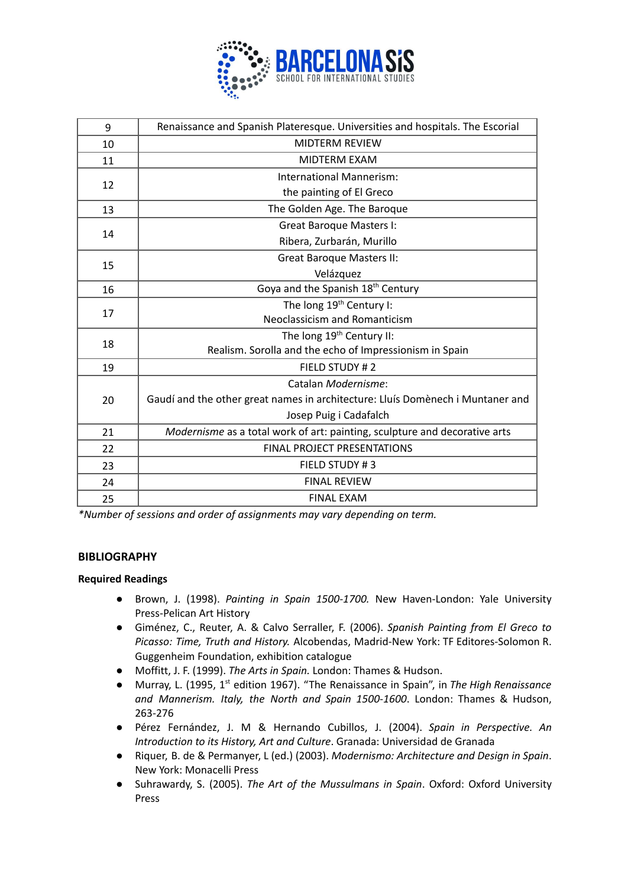| 9 | Renaissance and Spanish Plateresque. Universities and hospitals. The Escorial |
|---|---|
| 10 | MIDTERM REVIEW |
| 11 | MIDTERM EXAM |
| 12 | International Mannerism: the painting of El Greco |
| 13 | The Golden Age. The Baroque |
| 14 | Great Baroque Masters I: Ribera, Zurbarán, Murillo |
| 15 | Great Baroque Masters II: Velázquez |
| 16 | Goya and the Spanish 18th Century |
| 17 | The long 19th Century I: Neoclassicism and Romanticism |
| 18 | The long 19th Century II: Realism. Sorolla and the echo of Impressionism in Spain |
| 19 | FIELD STUDY # 2 |
| 20 | Catalan *Modernisme*: Gaudí and the other great names in architecture: Lluís Domènech i Muntaner and Josep Puig i Cadafalch |
| 21 | *Modernisme* as a total work of art: painting, sculpture and decorative arts |
| 22 | FINAL PROJECT PRESENTATIONS |
| 23 | FIELD STUDY # 3 |
| 24 | FINAL REVIEW |
| 25 | FINAL EXAM |

*\*Number of sessions and order of assignments may vary depending on term.*

## BIBLIOGRAPHY

### Required Readings

- Brown, J. (1998). *Painting in Spain 1500-1700.* New Haven-London: Yale University Press-Pelican Art History
- Giménez, C., Reuter, A. & Calvo Serraller, F. (2006). *Spanish Painting from El Greco to Picasso: Time, Truth and History.* Alcobendas, Madrid-New York: TF Editores-Solomon R. Guggenheim Foundation, exhibition catalogue
- Moffitt, J. F. (1999). *The Arts in Spain.* London: Thames & Hudson.
- Murray, L. (1995, 1st edition 1967). "The Renaissance in Spain", in *The High Renaissance and Mannerism. Italy, the North and Spain 1500-1600*. London: Thames & Hudson, 263-276
- Pérez Fernández, J. M & Hernando Cubillos, J. (2004). *Spain in Perspective. An Introduction to its History, Art and Culture*. Granada: Universidad de Granada
- Riquer, B. de & Permanyer, L (ed.) (2003). *Modernismo: Architecture and Design in Spain*. New York: Monacelli Press
- Suhrawardy, S. (2005). *The Art of the Mussulmans in Spain*. Oxford: Oxford University Press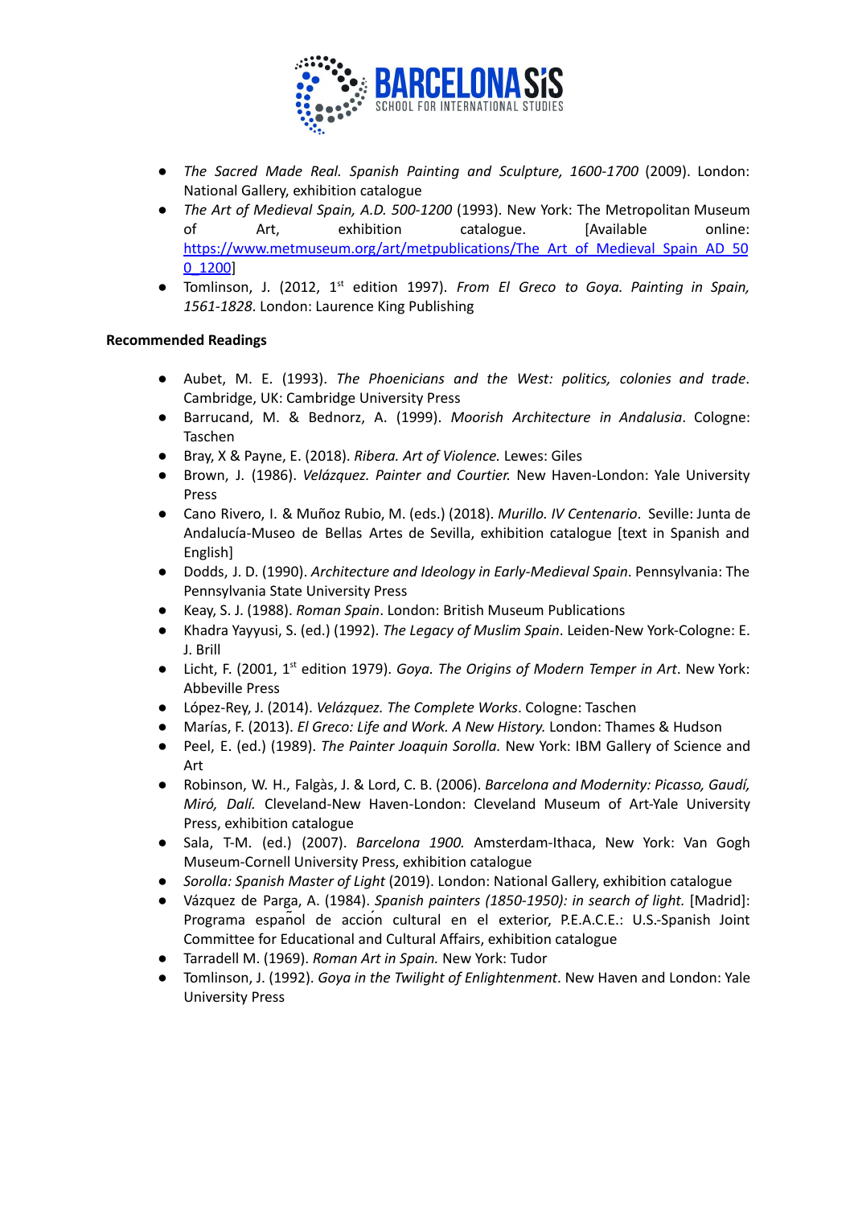- *The Sacred Made Real. Spanish Painting and Sculpture, 1600-1700* (2009). London: National Gallery, exhibition catalogue
- *The Art of Medieval Spain, A.D. 500-1200* (1993). New York: The Metropolitan Museum of Art, exhibition catalogue. [Available online: https://www.metmuseum.org/art/metpublications/The_Art_of_Medieval_Spain_AD_500_1200]
- Tomlinson, J. (2012, 1st edition 1997). *From El Greco to Goya. Painting in Spain, 1561-1828*. London: Laurence King Publishing

**Recommended Readings**

- Aubet, M. E. (1993). *The Phoenicians and the West: politics, colonies and trade*. Cambridge, UK: Cambridge University Press
- Barrucand, M. & Bednorz, A. (1999). *Moorish Architecture in Andalusia*. Cologne: Taschen
- Bray, X & Payne, E. (2018). *Ribera. Art of Violence.* Lewes: Giles
- Brown, J. (1986). *Velázquez. Painter and Courtier.* New Haven-London: Yale University Press
- Cano Rivero, I. & Muñoz Rubio, M. (eds.) (2018). *Murillo. IV Centenario*. Seville: Junta de Andalucía-Museo de Bellas Artes de Sevilla, exhibition catalogue [text in Spanish and English]
- Dodds, J. D. (1990). *Architecture and Ideology in Early-Medieval Spain*. Pennsylvania: The Pennsylvania State University Press
- Keay, S. J. (1988). *Roman Spain*. London: British Museum Publications
- Khadra Yayyusi, S. (ed.) (1992). *The Legacy of Muslim Spain*. Leiden-New York-Cologne: E. J. Brill
- Licht, F. (2001, 1st edition 1979). *Goya. The Origins of Modern Temper in Art*. New York: Abbeville Press
- López-Rey, J. (2014). *Velázquez. The Complete Works*. Cologne: Taschen
- Marías, F. (2013). *El Greco: Life and Work. A New History.* London: Thames & Hudson
- Peel, E. (ed.) (1989). *The Painter Joaquin Sorolla.* New York: IBM Gallery of Science and Art
- Robinson, W. H., Falgàs, J. & Lord, C. B. (2006). *Barcelona and Modernity: Picasso, Gaudí, Miró, Dalí.* Cleveland-New Haven-London: Cleveland Museum of Art-Yale University Press, exhibition catalogue
- Sala, T-M. (ed.) (2007). *Barcelona 1900.* Amsterdam-Ithaca, New York: Van Gogh Museum-Cornell University Press, exhibition catalogue
- *Sorolla: Spanish Master of Light* (2019). London: National Gallery, exhibition catalogue
- Vázquez de Parga, A. (1984). *Spanish painters (1850-1950): in search of light.* [Madrid]: Programa español de acción cultural en el exterior, P.E.A.C.E.: U.S.-Spanish Joint Committee for Educational and Cultural Affairs, exhibition catalogue
- Tarradell M. (1969). *Roman Art in Spain.* New York: Tudor
- Tomlinson, J. (1992). *Goya in the Twilight of Enlightenment*. New Haven and London: Yale University Press